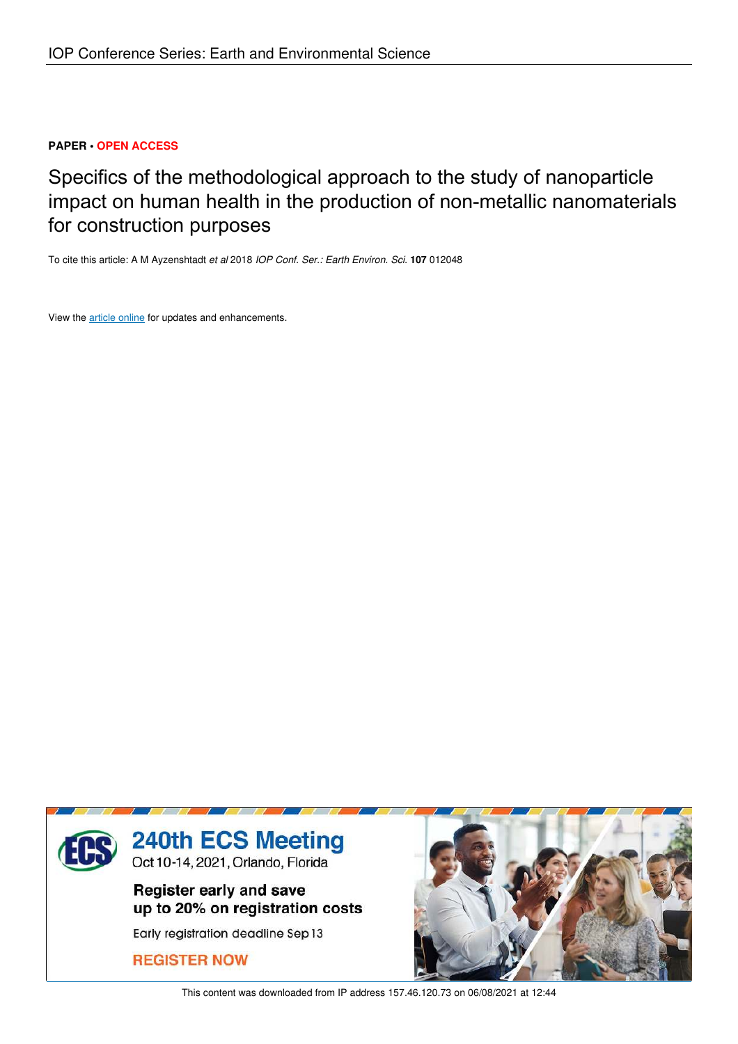**PAPER • OPEN ACCESS**

# Specifics of the methodological approach to the study of nanoparticle impact on human health in the production of non-metallic nanomaterials for construction purposes

To cite this article: A M Ayzenshtadt *et al* 2018 *IOP Conf. Ser.: Earth Environ. Sci.* **107** 012048

View the article online for updates and enhancements.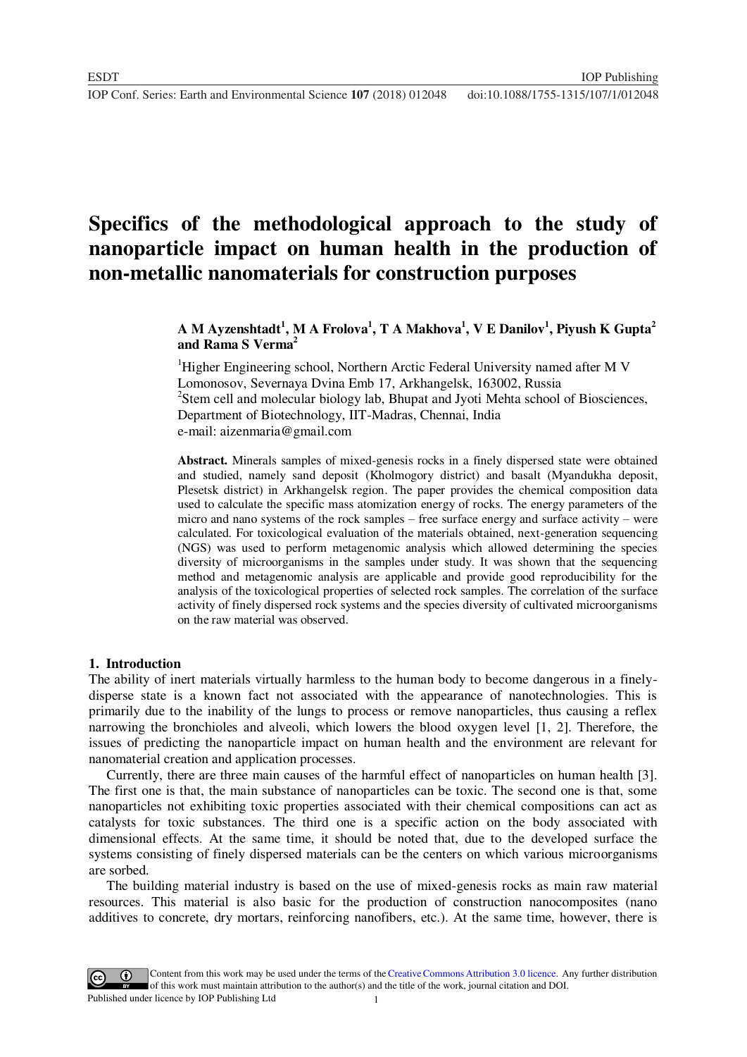# Specifics of the methodological approach to the study of nanoparticle impact on human health in the production of non-metallic nanomaterials for construction purposes

**A M Ayzenshtadt[1], M A Frolova[1], T A Makhova[1], V E Danilov[1], Piyush K Gupta[2] and Rama S Verma[2]**

[1]Higher Engineering school, Northern Arctic Federal University named after M V Lomonosov, Severnaya Dvina Emb 17, Arkhangelsk, 163002, Russia
[2]Stem cell and molecular biology lab, Bhupat and Jyoti Mehta school of Biosciences, Department of Biotechnology, IIT-Madras, Chennai, India
e-mail: aizenmaria@gmail.com

**Abstract.** Minerals samples of mixed-genesis rocks in a finely dispersed state were obtained and studied, namely sand deposit (Kholmogory district) and basalt (Myandukha deposit, Plesetsk district) in Arkhangelsk region. The paper provides the chemical composition data used to calculate the specific mass atomization energy of rocks. The energy parameters of the micro and nano systems of the rock samples – free surface energy and surface activity – were calculated. For toxicological evaluation of the materials obtained, next-generation sequencing (NGS) was used to perform metagenomic analysis which allowed determining the species diversity of microorganisms in the samples under study. It was shown that the sequencing method and metagenomic analysis are applicable and provide good reproducibility for the analysis of the toxicological properties of selected rock samples. The correlation of the surface activity of finely dispersed rock systems and the species diversity of cultivated microorganisms on the raw material was observed.

## 1. Introduction

The ability of inert materials virtually harmless to the human body to become dangerous in a finely-disperse state is a known fact not associated with the appearance of nanotechnologies. This is primarily due to the inability of the lungs to process or remove nanoparticles, thus causing a reflex narrowing the bronchioles and alveoli, which lowers the blood oxygen level [1, 2]. Therefore, the issues of predicting the nanoparticle impact on human health and the environment are relevant for nanomaterial creation and application processes.

Currently, there are three main causes of the harmful effect of nanoparticles on human health [3]. The first one is that, the main substance of nanoparticles can be toxic. The second one is that, some nanoparticles not exhibiting toxic properties associated with their chemical compositions can act as catalysts for toxic substances. The third one is a specific action on the body associated with dimensional effects. At the same time, it should be noted that, due to the developed surface the systems consisting of finely dispersed materials can be the centers on which various microorganisms are sorbed.

The building material industry is based on the use of mixed-genesis rocks as main raw material resources. This material is also basic for the production of construction nanocomposites (nano additives to concrete, dry mortars, reinforcing nanofibers, etc.). At the same time, however, there is

Content from this work may be used under the terms of the Creative Commons Attribution 3.0 licence. Any further distribution of this work must maintain attribution to the author(s) and the title of the work, journal citation and DOI.
Published under licence by IOP Publishing Ltd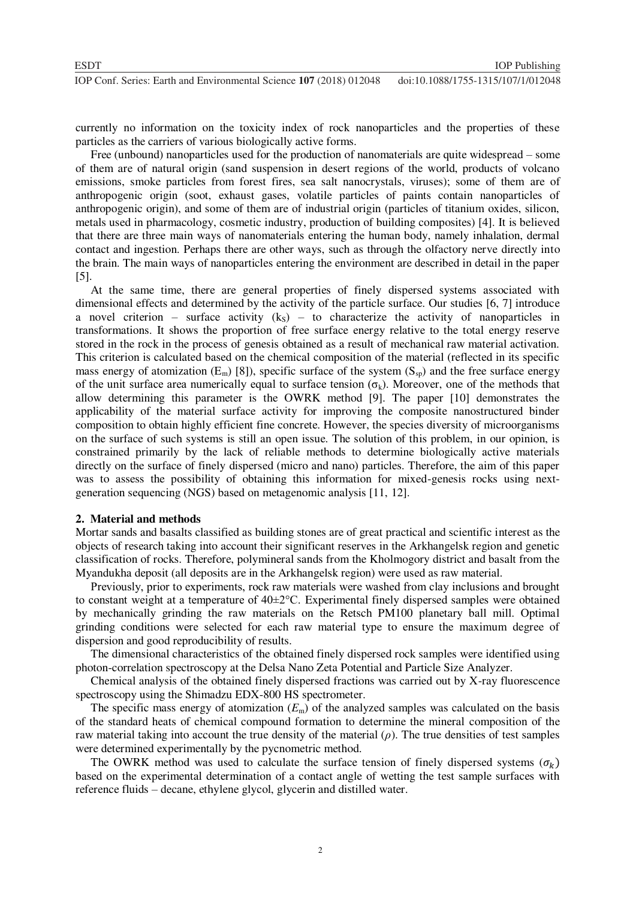currently no information on the toxicity index of rock nanoparticles and the properties of these particles as the carriers of various biologically active forms.

Free (unbound) nanoparticles used for the production of nanomaterials are quite widespread – some of them are of natural origin (sand suspension in desert regions of the world, products of volcano emissions, smoke particles from forest fires, sea salt nanocrystals, viruses); some of them are of anthropogenic origin (soot, exhaust gases, volatile particles of paints contain nanoparticles of anthropogenic origin), and some of them are of industrial origin (particles of titanium oxides, silicon, metals used in pharmacology, cosmetic industry, production of building composites) [4]. It is believed that there are three main ways of nanomaterials entering the human body, namely inhalation, dermal contact and ingestion. Perhaps there are other ways, such as through the olfactory nerve directly into the brain. The main ways of nanoparticles entering the environment are described in detail in the paper [5].

At the same time, there are general properties of finely dispersed systems associated with dimensional effects and determined by the activity of the particle surface. Our studies [6, 7] introduce a novel criterion – surface activity ($k_S$) – to characterize the activity of nanoparticles in transformations. It shows the proportion of free surface energy relative to the total energy reserve stored in the rock in the process of genesis obtained as a result of mechanical raw material activation. This criterion is calculated based on the chemical composition of the material (reflected in its specific mass energy of atomization ($E_m$) [8]), specific surface of the system ($S_{sp}$) and the free surface energy of the unit surface area numerically equal to surface tension ($\sigma_k$). Moreover, one of the methods that allow determining this parameter is the OWRK method [9]. The paper [10] demonstrates the applicability of the material surface activity for improving the composite nanostructured binder composition to obtain highly efficient fine concrete. However, the species diversity of microorganisms on the surface of such systems is still an open issue. The solution of this problem, in our opinion, is constrained primarily by the lack of reliable methods to determine biologically active materials directly on the surface of finely dispersed (micro and nano) particles. Therefore, the aim of this paper was to assess the possibility of obtaining this information for mixed-genesis rocks using next-generation sequencing (NGS) based on metagenomic analysis [11, 12].

## 2. Material and methods

Mortar sands and basalts classified as building stones are of great practical and scientific interest as the objects of research taking into account their significant reserves in the Arkhangelsk region and genetic classification of rocks. Therefore, polymineral sands from the Kholmogory district and basalt from the Myandukha deposit (all deposits are in the Arkhangelsk region) were used as raw material.

Previously, prior to experiments, rock raw materials were washed from clay inclusions and brought to constant weight at a temperature of 40±2°C. Experimental finely dispersed samples were obtained by mechanically grinding the raw materials on the Retsch PM100 planetary ball mill. Optimal grinding conditions were selected for each raw material type to ensure the maximum degree of dispersion and good reproducibility of results.

The dimensional characteristics of the obtained finely dispersed rock samples were identified using photon-correlation spectroscopy at the Delsa Nano Zeta Potential and Particle Size Analyzer.

Chemical analysis of the obtained finely dispersed fractions was carried out by X-ray fluorescence spectroscopy using the Shimadzu EDX-800 HS spectrometer.

The specific mass energy of atomization ($E_m$) of the analyzed samples was calculated on the basis of the standard heats of chemical compound formation to determine the mineral composition of the raw material taking into account the true density of the material ($\rho$). The true densities of test samples were determined experimentally by the pycnometric method.

The OWRK method was used to calculate the surface tension of finely dispersed systems ($\sigma_k$) based on the experimental determination of a contact angle of wetting the test sample surfaces with reference fluids – decane, ethylene glycol, glycerin and distilled water.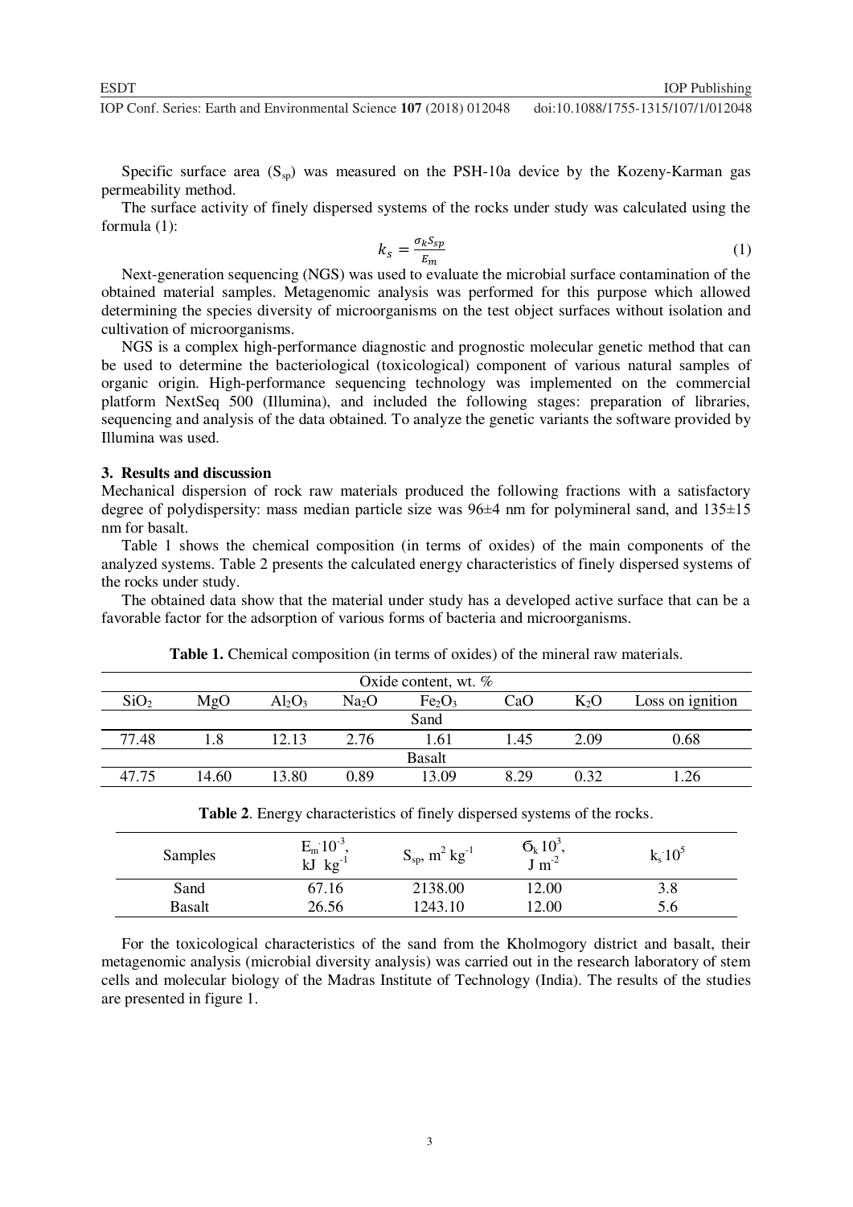Specific surface area ($S_{sp}$) was measured on the PSH-10a device by the Kozeny-Karman gas permeability method.

The surface activity of finely dispersed systems of the rocks under study was calculated using the formula (1):

$$k_s = \frac{\sigma_k S_{sp}}{E_m} \tag{1}$$

Next-generation sequencing (NGS) was used to evaluate the microbial surface contamination of the obtained material samples. Metagenomic analysis was performed for this purpose which allowed determining the species diversity of microorganisms on the test object surfaces without isolation and cultivation of microorganisms.

NGS is a complex high-performance diagnostic and prognostic molecular genetic method that can be used to determine the bacteriological (toxicological) component of various natural samples of organic origin. High-performance sequencing technology was implemented on the commercial platform NextSeq 500 (Illumina), and included the following stages: preparation of libraries, sequencing and analysis of the data obtained. To analyze the genetic variants the software provided by Illumina was used.

## 3. Results and discussion

Mechanical dispersion of rock raw materials produced the following fractions with a satisfactory degree of polydispersity: mass median particle size was 96±4 nm for polymineral sand, and 135±15 nm for basalt.

Table 1 shows the chemical composition (in terms of oxides) of the main components of the analyzed systems. Table 2 presents the calculated energy characteristics of finely dispersed systems of the rocks under study.

The obtained data show that the material under study has a developed active surface that can be a favorable factor for the adsorption of various forms of bacteria and microorganisms.

**Table 1.** Chemical composition (in terms of oxides) of the mineral raw materials.

| Oxide content, wt. % | | | | | | | |
|---|---|---|---|---|---|---|---|
| $SiO_2$ | MgO | $Al_2O_3$ | $Na_2O$ | $Fe_2O_3$ | CaO | $K_2O$ | Loss on ignition |
| Sand | | | | | | | |
| 77.48 | 1.8 | 12.13 | 2.76 | 1.61 | 1.45 | 2.09 | 0.68 |
| Basalt | | | | | | | |
| 47.75 | 14.60 | 13.80 | 0.89 | 13.09 | 8.29 | 0.32 | 1.26 |

**Table 2**. Energy characteristics of finely dispersed systems of the rocks.

| Samples | $E_m \cdot 10^{-3}$, kJ kg$^{-1}$ | $S_{sp}$, m$^2$ kg$^{-1}$ | $\sigma_k \cdot 10^3$, J m$^{-2}$ | $k_s \cdot 10^5$ |
|---|---|---|---|---|
| Sand | 67.16 | 2138.00 | 12.00 | 3.8 |
| Basalt | 26.56 | 1243.10 | 12.00 | 5.6 |

For the toxicological characteristics of the sand from the Kholmogory district and basalt, their metagenomic analysis (microbial diversity analysis) was carried out in the research laboratory of stem cells and molecular biology of the Madras Institute of Technology (India). The results of the studies are presented in figure 1.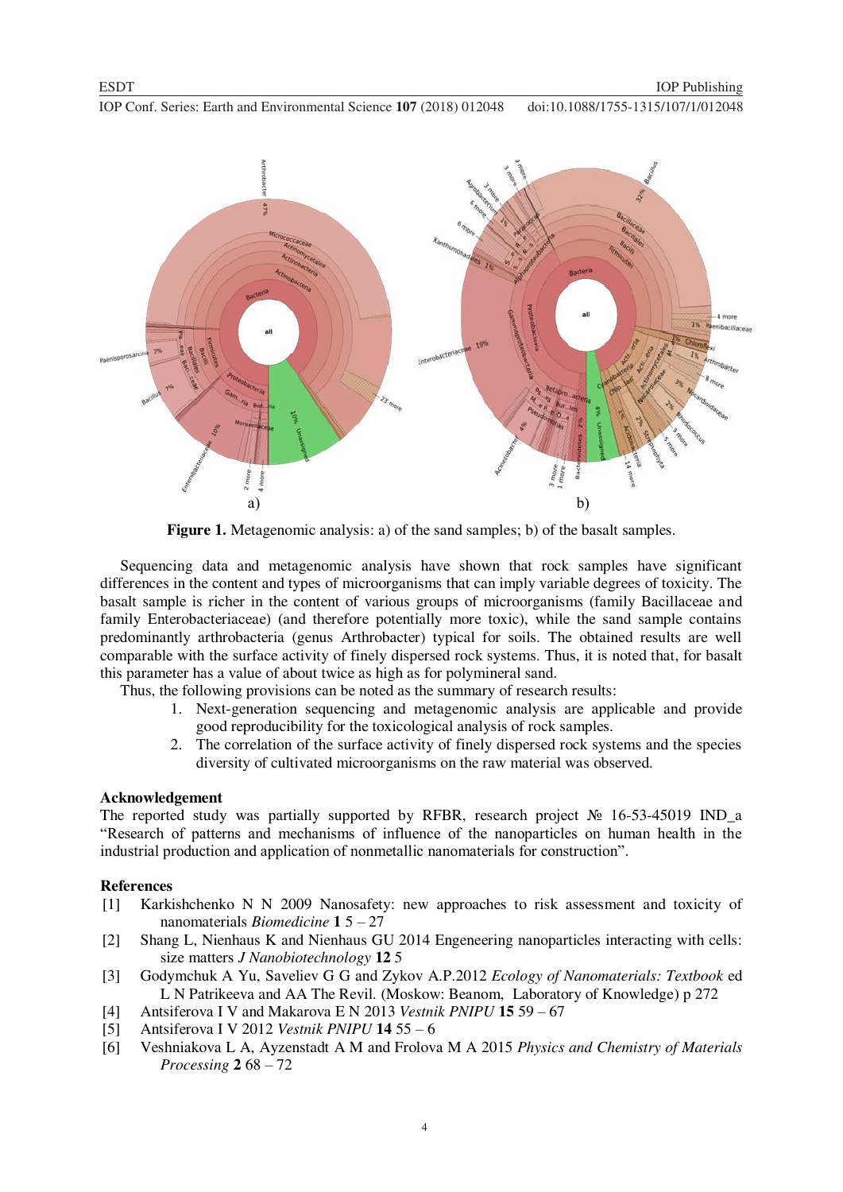**Figure 1.** Metagenomic analysis: a) of the sand samples; b) of the basalt samples.

Sequencing data and metagenomic analysis have shown that rock samples have significant differences in the content and types of microorganisms that can imply variable degrees of toxicity. The basalt sample is richer in the content of various groups of microorganisms (family Bacillaceae and family Enterobacteriaceae) (and therefore potentially more toxic), while the sand sample contains predominantly arthrobacteria (genus Arthrobacter) typical for soils. The obtained results are well comparable with the surface activity of finely dispersed rock systems. Thus, it is noted that, for basalt this parameter has a value of about twice as high as for polymineral sand.

Thus, the following provisions can be noted as the summary of research results:

1. Next-generation sequencing and metagenomic analysis are applicable and provide good reproducibility for the toxicological analysis of rock samples.
2. The correlation of the surface activity of finely dispersed rock systems and the species diversity of cultivated microorganisms on the raw material was observed.

## Acknowledgement

The reported study was partially supported by RFBR, research project № 16-53-45019 IND_a "Research of patterns and mechanisms of influence of the nanoparticles on human health in the industrial production and application of nonmetallic nanomaterials for construction".

## References

[1] Karkishchenko N N 2009 Nanosafety: new approaches to risk assessment and toxicity of nanomaterials *Biomedicine* **1** 5 – 27

[2] Shang L, Nienhaus K and Nienhaus GU 2014 Engeneering nanoparticles interacting with cells: size matters *J Nanobiotechnology* **12** 5

[3] Godymchuk A Yu, Saveliev G G and Zykov A.P.2012 *Ecology of Nanomaterials: Textbook* ed L N Patrikeeva and AA The Revil. (Moskow: Beanom, Laboratory of Knowledge) p 272

[4] Antsiferova I V and Makarova E N 2013 *Vestnik PNIPU* **15** 59 – 67

[5] Antsiferova I V 2012 *Vestnik PNIPU* **14** 55 – 6

[6] Veshniakova L A, Ayzenstadt A M and Frolova M A 2015 *Physics and Chemistry of Materials Processing* **2** 68 – 72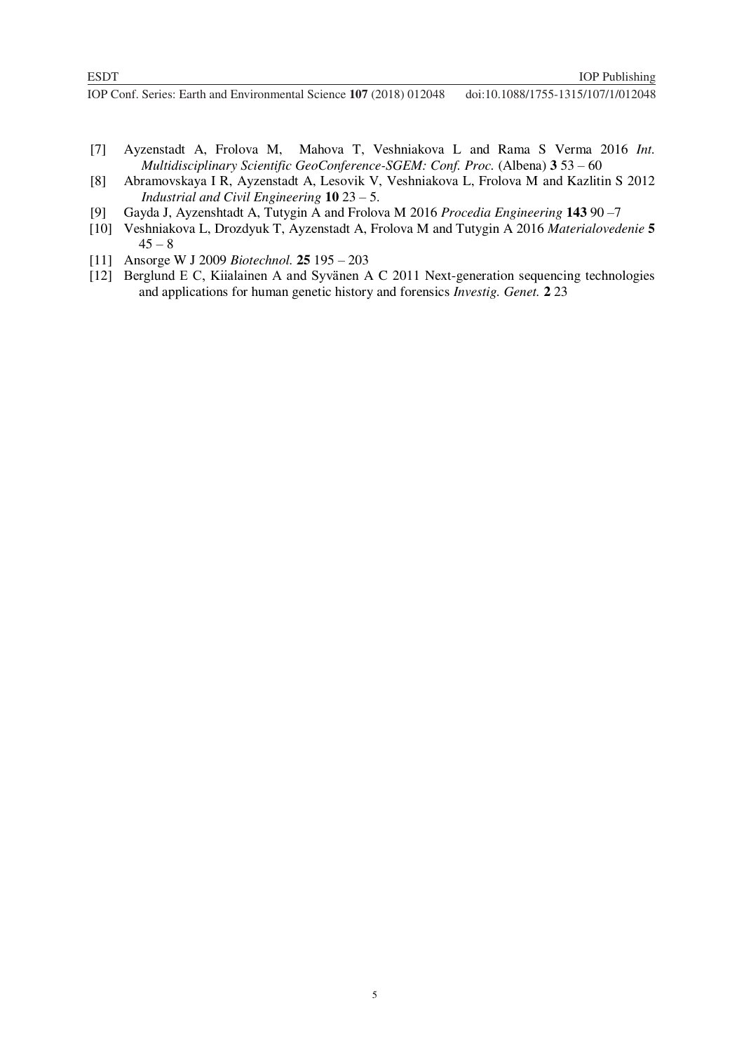[7] Ayzenstadt A, Frolova M, Mahova T, Veshniakova L and Rama S Verma 2016 *Int. Multidisciplinary Scientific GeoConference-SGEM: Conf. Proc.* (Albena) **3** 53 – 60

[8] Abramovskaya I R, Ayzenstadt A, Lesovik V, Veshniakova L, Frolova M and Kazlitin S 2012 *Industrial and Civil Engineering* **10** 23 – 5.

[9] Gayda J, Ayzenshtadt A, Tutygin A and Frolova M 2016 *Procedia Engineering* **143** 90 –7

[10] Veshniakova L, Drozdyuk T, Ayzenstadt A, Frolova M and Tutygin A 2016 *Materialovedenie* **5** 45 – 8

[11] Ansorge W J 2009 *Biotechnol.* **25** 195 – 203

[12] Berglund E C, Kiialainen A and Syvänen A C 2011 Next-generation sequencing technologies and applications for human genetic history and forensics *Investig. Genet.* **2** 23